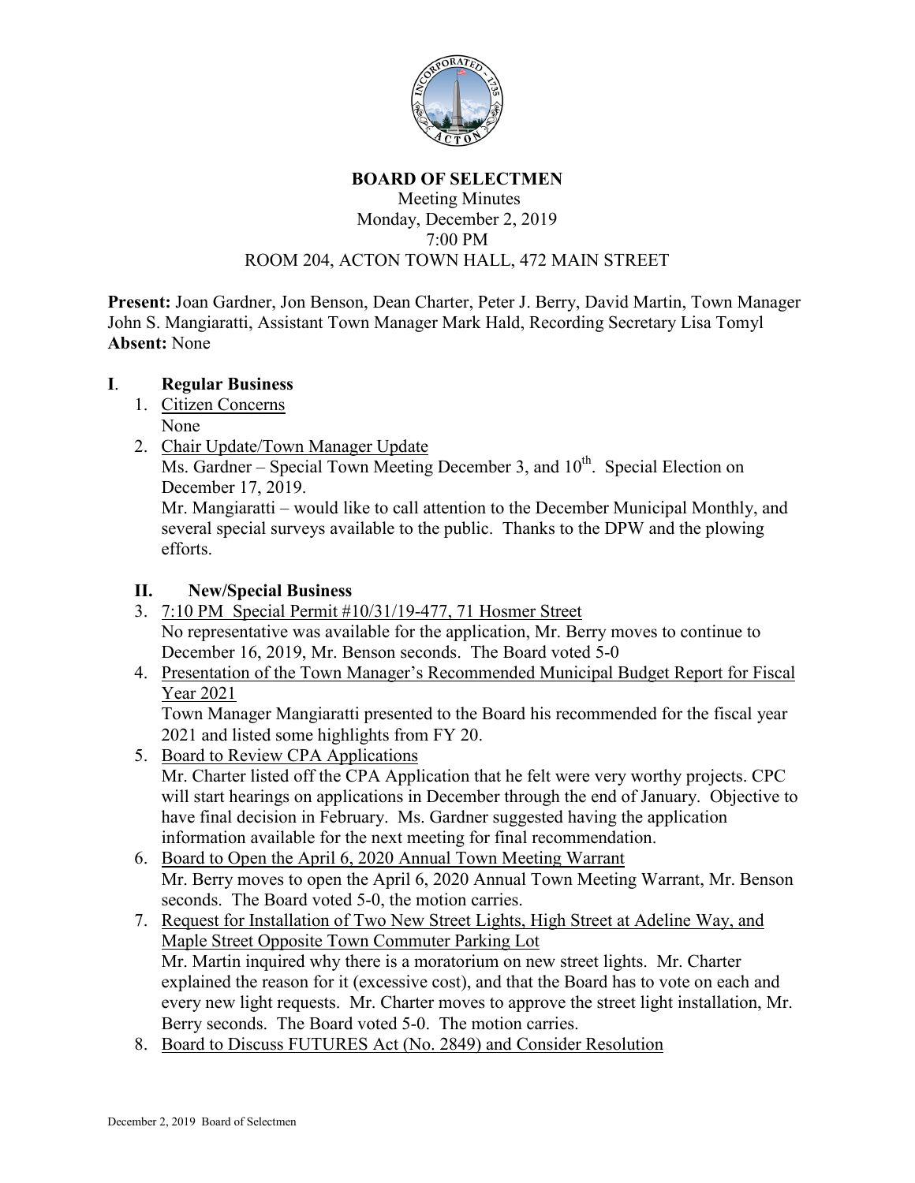**BOARD OF SELECTMEN**

Meeting Minutes
Monday, December 2, 2019
7:00 PM
ROOM 204, ACTON TOWN HALL, 472 MAIN STREET

**Present:** Joan Gardner, Jon Benson, Dean Charter, Peter J. Berry, David Martin, Town Manager John S. Mangiaratti, Assistant Town Manager Mark Hald, Recording Secretary Lisa Tomyl
**Absent:** None

## I. Regular Business

1. Citizen Concerns
   None
2. Chair Update/Town Manager Update
   Ms. Gardner – Special Town Meeting December 3, and 10th. Special Election on December 17, 2019.
   Mr. Mangiaratti – would like to call attention to the December Municipal Monthly, and several special surveys available to the public. Thanks to the DPW and the plowing efforts.

## II. New/Special Business

3. 7:10 PM Special Permit #10/31/19-477, 71 Hosmer Street
   No representative was available for the application, Mr. Berry moves to continue to December 16, 2019, Mr. Benson seconds. The Board voted 5-0
4. Presentation of the Town Manager's Recommended Municipal Budget Report for Fiscal Year 2021
   Town Manager Mangiaratti presented to the Board his recommended for the fiscal year 2021 and listed some highlights from FY 20.
5. Board to Review CPA Applications
   Mr. Charter listed off the CPA Application that he felt were very worthy projects. CPC will start hearings on applications in December through the end of January. Objective to have final decision in February. Ms. Gardner suggested having the application information available for the next meeting for final recommendation.
6. Board to Open the April 6, 2020 Annual Town Meeting Warrant
   Mr. Berry moves to open the April 6, 2020 Annual Town Meeting Warrant, Mr. Benson seconds. The Board voted 5-0, the motion carries.
7. Request for Installation of Two New Street Lights, High Street at Adeline Way, and Maple Street Opposite Town Commuter Parking Lot
   Mr. Martin inquired why there is a moratorium on new street lights. Mr. Charter explained the reason for it (excessive cost), and that the Board has to vote on each and every new light requests. Mr. Charter moves to approve the street light installation, Mr. Berry seconds. The Board voted 5-0. The motion carries.
8. Board to Discuss FUTURES Act (No. 2849) and Consider Resolution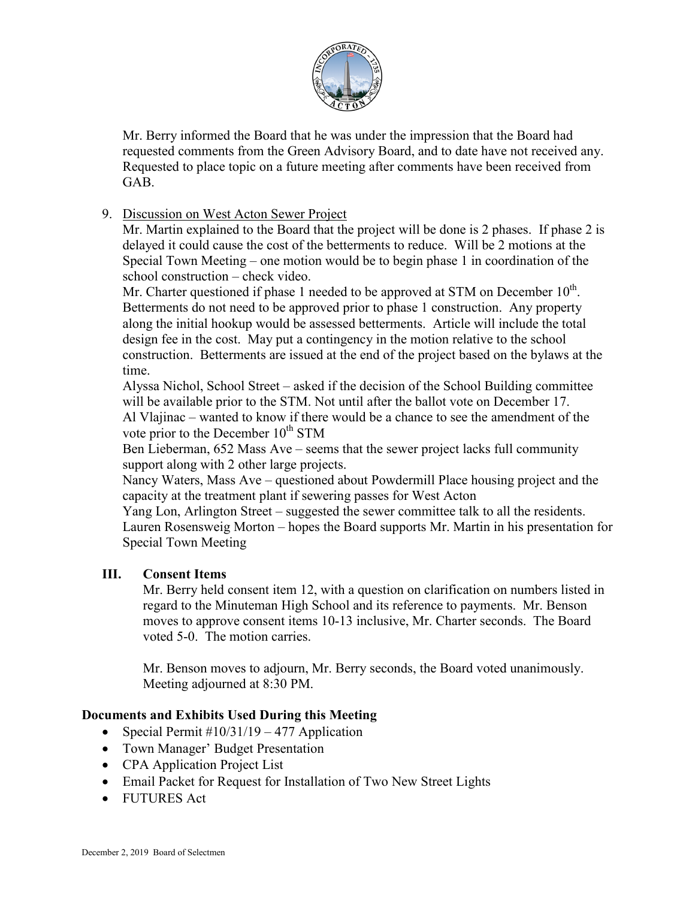Mr. Berry informed the Board that he was under the impression that the Board had requested comments from the Green Advisory Board, and to date have not received any. Requested to place topic on a future meeting after comments have been received from GAB.

9. Discussion on West Acton Sewer Project

   Mr. Martin explained to the Board that the project will be done is 2 phases. If phase 2 is delayed it could cause the cost of the betterments to reduce. Will be 2 motions at the Special Town Meeting – one motion would be to begin phase 1 in coordination of the school construction – check video.

   Mr. Charter questioned if phase 1 needed to be approved at STM on December 10th. Betterments do not need to be approved prior to phase 1 construction. Any property along the initial hookup would be assessed betterments. Article will include the total design fee in the cost. May put a contingency in the motion relative to the school construction. Betterments are issued at the end of the project based on the bylaws at the time.

   Alyssa Nichol, School Street – asked if the decision of the School Building committee will be available prior to the STM. Not until after the ballot vote on December 17.

   Al Vlajinac – wanted to know if there would be a chance to see the amendment of the vote prior to the December 10th STM

   Ben Lieberman, 652 Mass Ave – seems that the sewer project lacks full community support along with 2 other large projects.

   Nancy Waters, Mass Ave – questioned about Powdermill Place housing project and the capacity at the treatment plant if sewering passes for West Acton

   Yang Lon, Arlington Street – suggested the sewer committee talk to all the residents.

   Lauren Rosensweig Morton – hopes the Board supports Mr. Martin in his presentation for Special Town Meeting

## III. Consent Items

Mr. Berry held consent item 12, with a question on clarification on numbers listed in regard to the Minuteman High School and its reference to payments. Mr. Benson moves to approve consent items 10-13 inclusive, Mr. Charter seconds. The Board voted 5-0. The motion carries.

Mr. Benson moves to adjourn, Mr. Berry seconds, the Board voted unanimously. Meeting adjourned at 8:30 PM.

## Documents and Exhibits Used During this Meeting

- Special Permit #10/31/19 – 477 Application
- Town Manager' Budget Presentation
- CPA Application Project List
- Email Packet for Request for Installation of Two New Street Lights
- FUTURES Act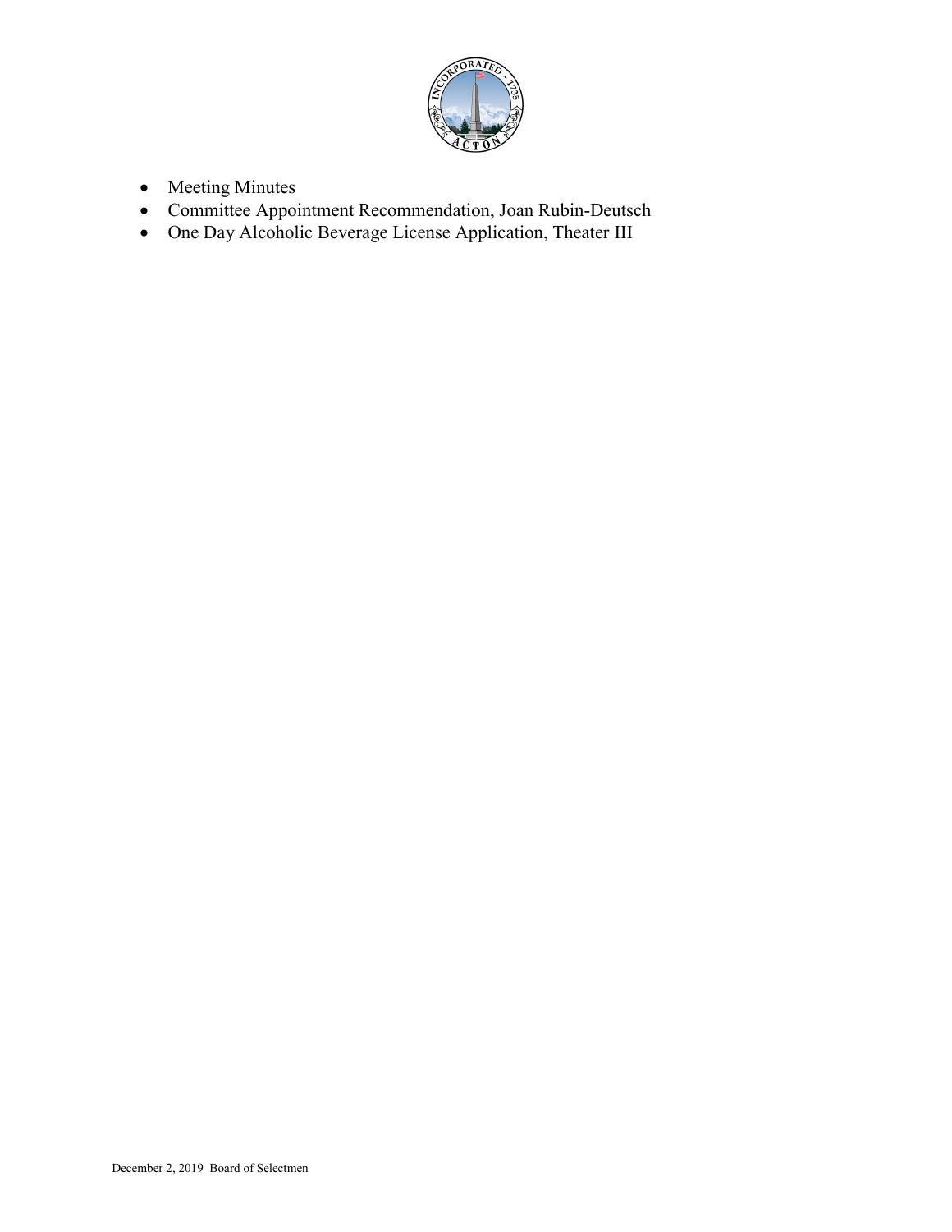- Meeting Minutes
- Committee Appointment Recommendation, Joan Rubin-Deutsch
- One Day Alcoholic Beverage License Application, Theater III